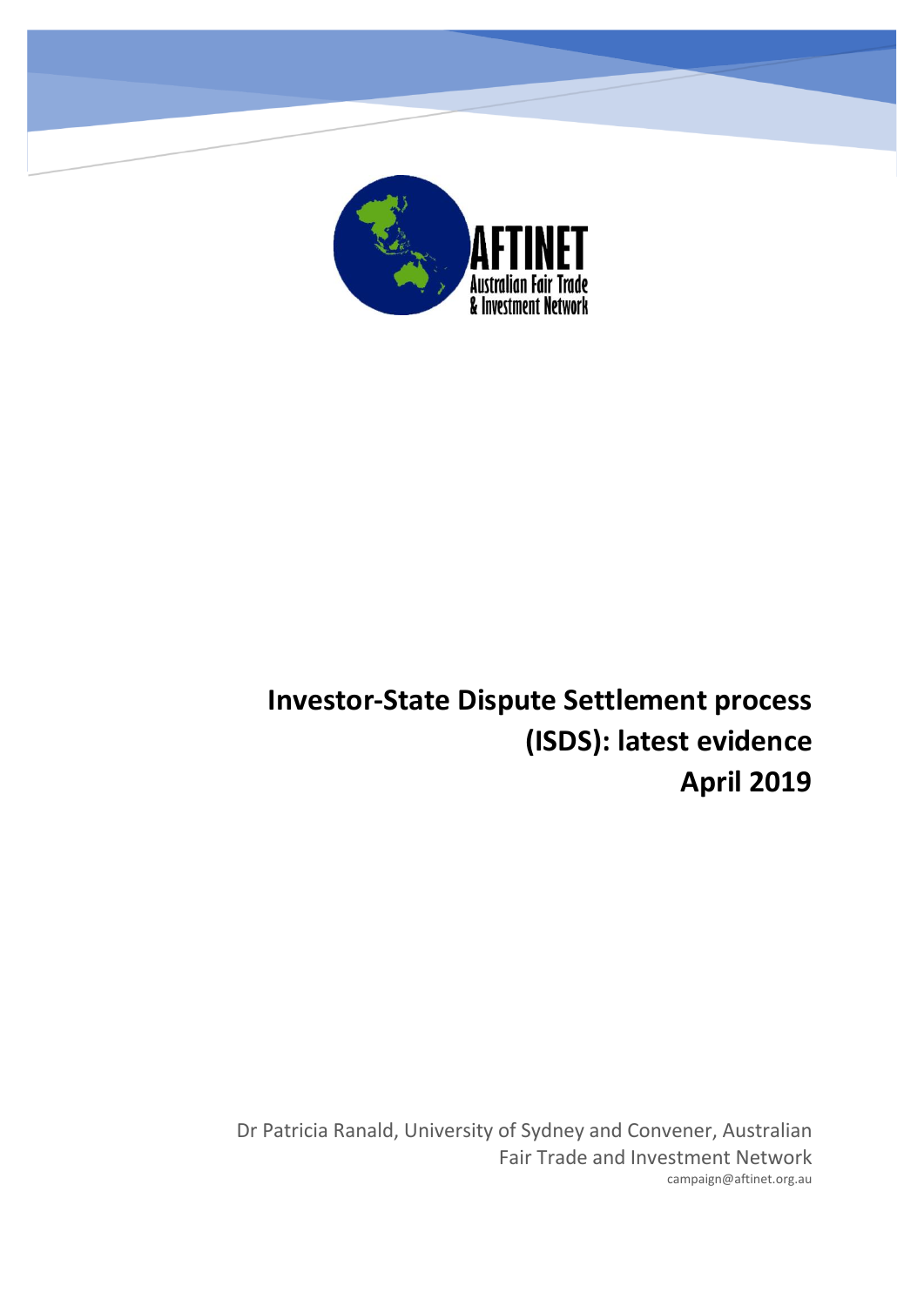AFTINET

Australian Fair Trade & Investment Network

# Investor-State Dispute Settlement process (ISDS): latest evidence April 2019

Dr Patricia Ranald, University of Sydney and Convener, Australian Fair Trade and Investment Network

campaign@aftinet.org.au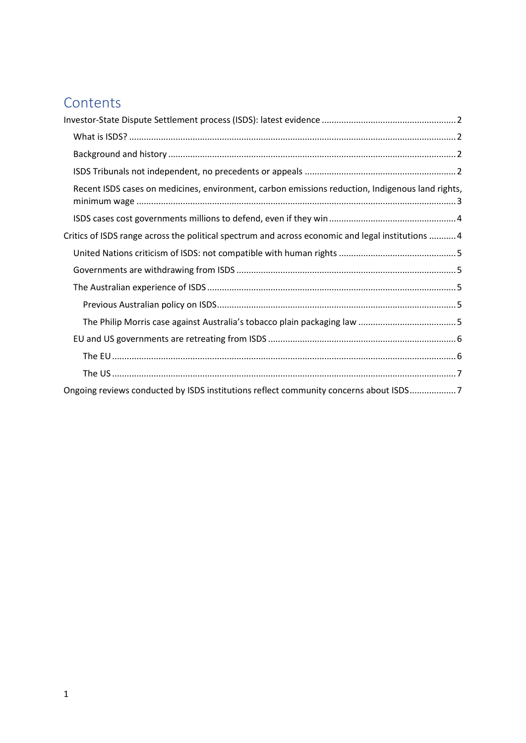# Contents

Investor-State Dispute Settlement process (ISDS): latest evidence ....... 2

- What is ISDS? ....... 2
- Background and history ....... 2
- ISDS Tribunals not independent, no precedents or appeals ....... 2
- Recent ISDS cases on medicines, environment, carbon emissions reduction, Indigenous land rights, minimum wage ....... 3
- ISDS cases cost governments millions to defend, even if they win ....... 4

Critics of ISDS range across the political spectrum and across economic and legal institutions ....... 4

- United Nations criticism of ISDS: not compatible with human rights ....... 5
- Governments are withdrawing from ISDS ....... 5
- The Australian experience of ISDS ....... 5
  - Previous Australian policy on ISDS ....... 5
  - The Philip Morris case against Australia's tobacco plain packaging law ....... 5
- EU and US governments are retreating from ISDS ....... 6
  - The EU ....... 6
  - The US ....... 7

Ongoing reviews conducted by ISDS institutions reflect community concerns about ISDS ....... 7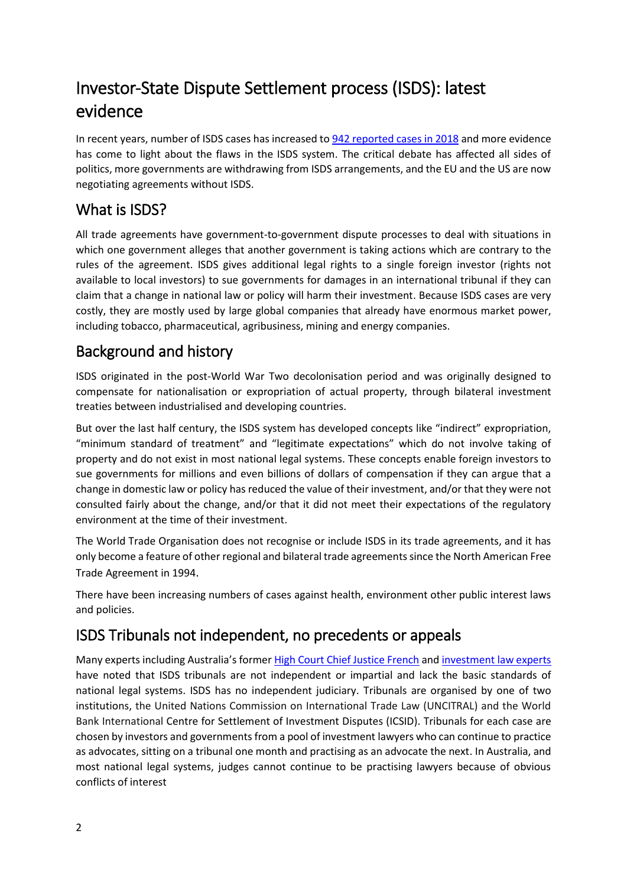# Investor-State Dispute Settlement process (ISDS): latest evidence

In recent years, number of ISDS cases has increased to [942 reported cases in 2018](#) and more evidence has come to light about the flaws in the ISDS system. The critical debate has affected all sides of politics, more governments are withdrawing from ISDS arrangements, and the EU and the US are now negotiating agreements without ISDS.

## What is ISDS?

All trade agreements have government-to-government dispute processes to deal with situations in which one government alleges that another government is taking actions which are contrary to the rules of the agreement. ISDS gives additional legal rights to a single foreign investor (rights not available to local investors) to sue governments for damages in an international tribunal if they can claim that a change in national law or policy will harm their investment. Because ISDS cases are very costly, they are mostly used by large global companies that already have enormous market power, including tobacco, pharmaceutical, agribusiness, mining and energy companies.

## Background and history

ISDS originated in the post-World War Two decolonisation period and was originally designed to compensate for nationalisation or expropriation of actual property, through bilateral investment treaties between industrialised and developing countries.

But over the last half century, the ISDS system has developed concepts like "indirect" expropriation, "minimum standard of treatment" and "legitimate expectations" which do not involve taking of property and do not exist in most national legal systems. These concepts enable foreign investors to sue governments for millions and even billions of dollars of compensation if they can argue that a change in domestic law or policy has reduced the value of their investment, and/or that they were not consulted fairly about the change, and/or that it did not meet their expectations of the regulatory environment at the time of their investment.

The World Trade Organisation does not recognise or include ISDS in its trade agreements, and it has only become a feature of other regional and bilateral trade agreements since the North American Free Trade Agreement in 1994.

There have been increasing numbers of cases against health, environment other public interest laws and policies.

## ISDS Tribunals not independent, no precedents or appeals

Many experts including Australia's former [High Court Chief Justice French](#) and [investment law experts](#) have noted that ISDS tribunals are not independent or impartial and lack the basic standards of national legal systems. ISDS has no independent judiciary. Tribunals are organised by one of two institutions, the United Nations Commission on International Trade Law (UNCITRAL) and the World Bank International Centre for Settlement of Investment Disputes (ICSID). Tribunals for each case are chosen by investors and governments from a pool of investment lawyers who can continue to practice as advocates, sitting on a tribunal one month and practising as an advocate the next. In Australia, and most national legal systems, judges cannot continue to be practising lawyers because of obvious conflicts of interest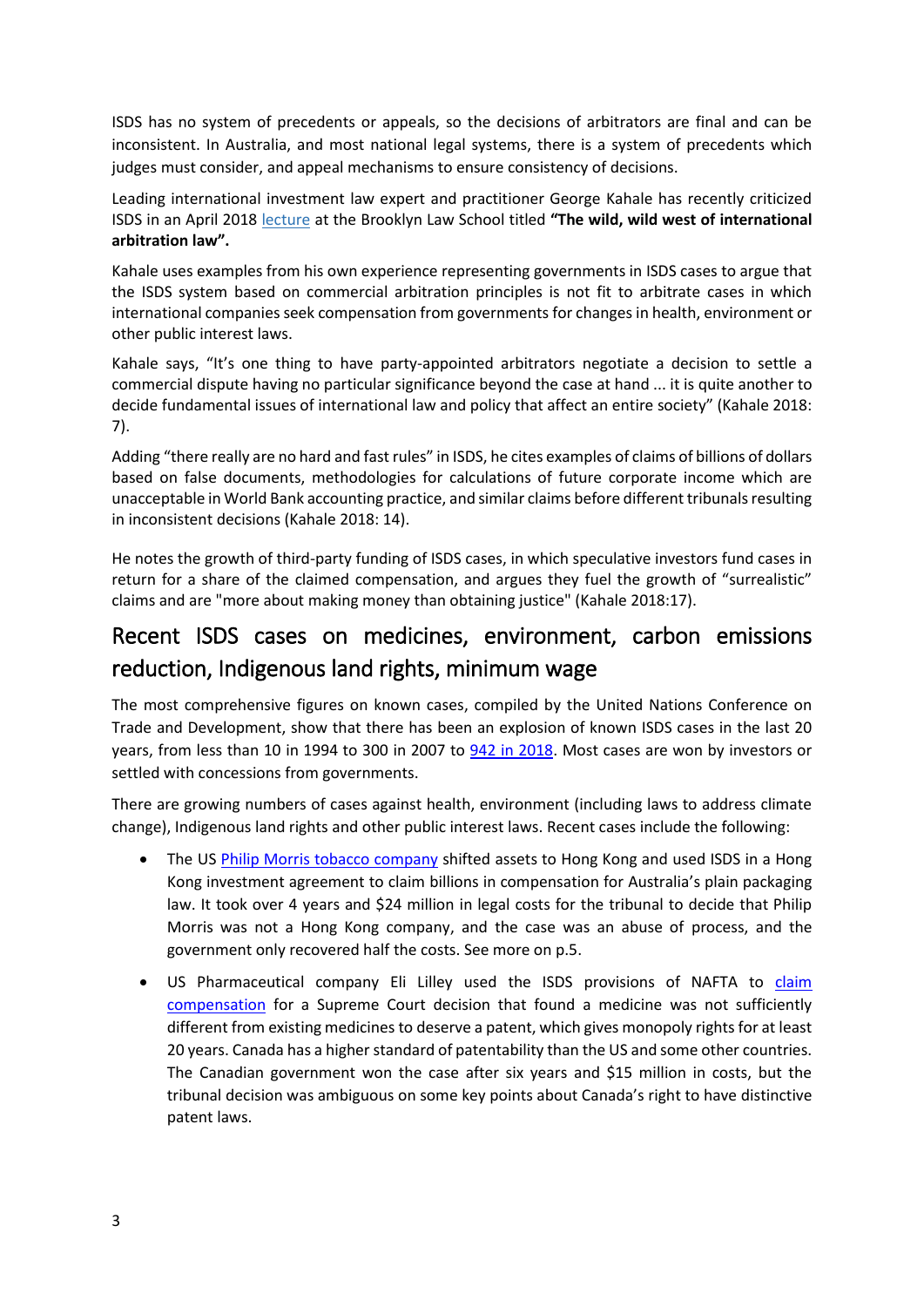ISDS has no system of precedents or appeals, so the decisions of arbitrators are final and can be inconsistent. In Australia, and most national legal systems, there is a system of precedents which judges must consider, and appeal mechanisms to ensure consistency of decisions.

Leading international investment law expert and practitioner George Kahale has recently criticized ISDS in an April 2018 lecture at the Brooklyn Law School titled **"The wild, wild west of international arbitration law".**

Kahale uses examples from his own experience representing governments in ISDS cases to argue that the ISDS system based on commercial arbitration principles is not fit to arbitrate cases in which international companies seek compensation from governments for changes in health, environment or other public interest laws.

Kahale says, "It's one thing to have party-appointed arbitrators negotiate a decision to settle a commercial dispute having no particular significance beyond the case at hand ... it is quite another to decide fundamental issues of international law and policy that affect an entire society" (Kahale 2018: 7).

Adding "there really are no hard and fast rules" in ISDS, he cites examples of claims of billions of dollars based on false documents, methodologies for calculations of future corporate income which are unacceptable in World Bank accounting practice, and similar claims before different tribunals resulting in inconsistent decisions (Kahale 2018: 14).

He notes the growth of third-party funding of ISDS cases, in which speculative investors fund cases in return for a share of the claimed compensation, and argues they fuel the growth of "surrealistic" claims and are "more about making money than obtaining justice" (Kahale 2018:17).

## Recent ISDS cases on medicines, environment, carbon emissions reduction, Indigenous land rights, minimum wage

The most comprehensive figures on known cases, compiled by the United Nations Conference on Trade and Development, show that there has been an explosion of known ISDS cases in the last 20 years, from less than 10 in 1994 to 300 in 2007 to 942 in 2018. Most cases are won by investors or settled with concessions from governments.

There are growing numbers of cases against health, environment (including laws to address climate change), Indigenous land rights and other public interest laws. Recent cases include the following:

- The US Philip Morris tobacco company shifted assets to Hong Kong and used ISDS in a Hong Kong investment agreement to claim billions in compensation for Australia's plain packaging law. It took over 4 years and $24 million in legal costs for the tribunal to decide that Philip Morris was not a Hong Kong company, and the case was an abuse of process, and the government only recovered half the costs. See more on p.5.
- US Pharmaceutical company Eli Lilley used the ISDS provisions of NAFTA to claim compensation for a Supreme Court decision that found a medicine was not sufficiently different from existing medicines to deserve a patent, which gives monopoly rights for at least 20 years. Canada has a higher standard of patentability than the US and some other countries. The Canadian government won the case after six years and $15 million in costs, but the tribunal decision was ambiguous on some key points about Canada's right to have distinctive patent laws.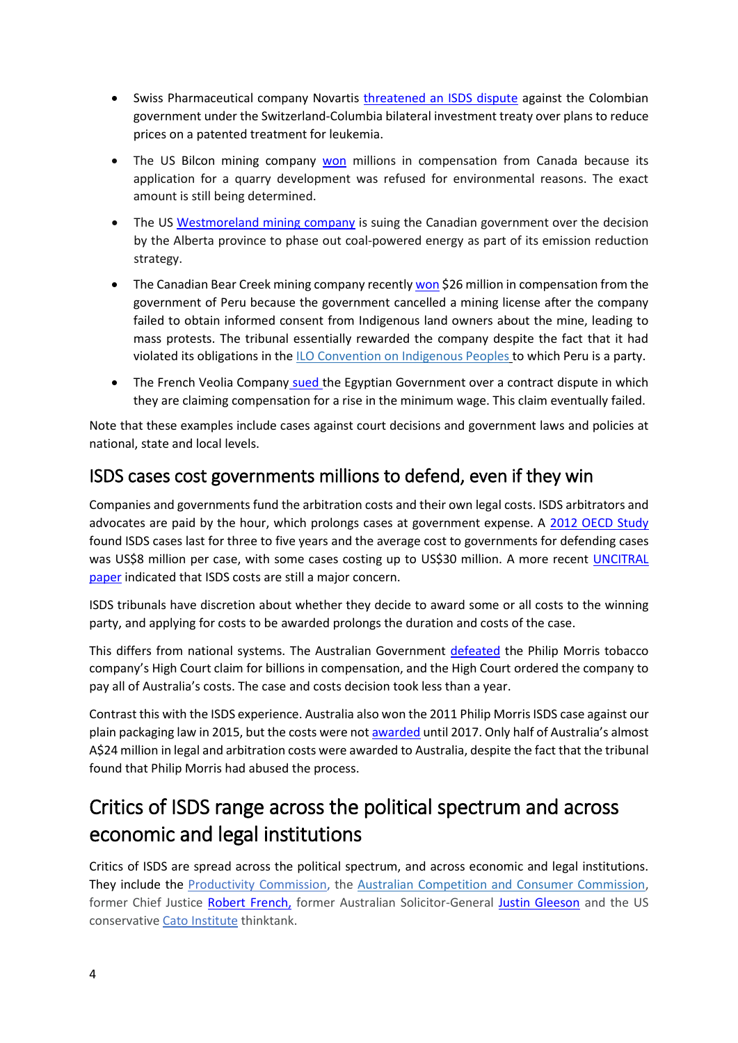- Swiss Pharmaceutical company Novartis threatened an ISDS dispute against the Colombian government under the Switzerland-Columbia bilateral investment treaty over plans to reduce prices on a patented treatment for leukemia.

- The US Bilcon mining company won millions in compensation from Canada because its application for a quarry development was refused for environmental reasons. The exact amount is still being determined.

- The US Westmoreland mining company is suing the Canadian government over the decision by the Alberta province to phase out coal-powered energy as part of its emission reduction strategy.

- The Canadian Bear Creek mining company recently won $26 million in compensation from the government of Peru because the government cancelled a mining license after the company failed to obtain informed consent from Indigenous land owners about the mine, leading to mass protests. The tribunal essentially rewarded the company despite the fact that it had violated its obligations in the ILO Convention on Indigenous Peoples to which Peru is a party.

- The French Veolia Company sued the Egyptian Government over a contract dispute in which they are claiming compensation for a rise in the minimum wage. This claim eventually failed.

Note that these examples include cases against court decisions and government laws and policies at national, state and local levels.

## ISDS cases cost governments millions to defend, even if they win

Companies and governments fund the arbitration costs and their own legal costs. ISDS arbitrators and advocates are paid by the hour, which prolongs cases at government expense. A 2012 OECD Study found ISDS cases last for three to five years and the average cost to governments for defending cases was US$8 million per case, with some cases costing up to US$30 million. A more recent UNCITRAL paper indicated that ISDS costs are still a major concern.

ISDS tribunals have discretion about whether they decide to award some or all costs to the winning party, and applying for costs to be awarded prolongs the duration and costs of the case.

This differs from national systems. The Australian Government defeated the Philip Morris tobacco company's High Court claim for billions in compensation, and the High Court ordered the company to pay all of Australia's costs. The case and costs decision took less than a year.

Contrast this with the ISDS experience. Australia also won the 2011 Philip Morris ISDS case against our plain packaging law in 2015, but the costs were not awarded until 2017. Only half of Australia's almost A$24 million in legal and arbitration costs were awarded to Australia, despite the fact that the tribunal found that Philip Morris had abused the process.

## Critics of ISDS range across the political spectrum and across economic and legal institutions

Critics of ISDS are spread across the political spectrum, and across economic and legal institutions. They include the Productivity Commission, the Australian Competition and Consumer Commission, former Chief Justice Robert French, former Australian Solicitor-General Justin Gleeson and the US conservative Cato Institute thinktank.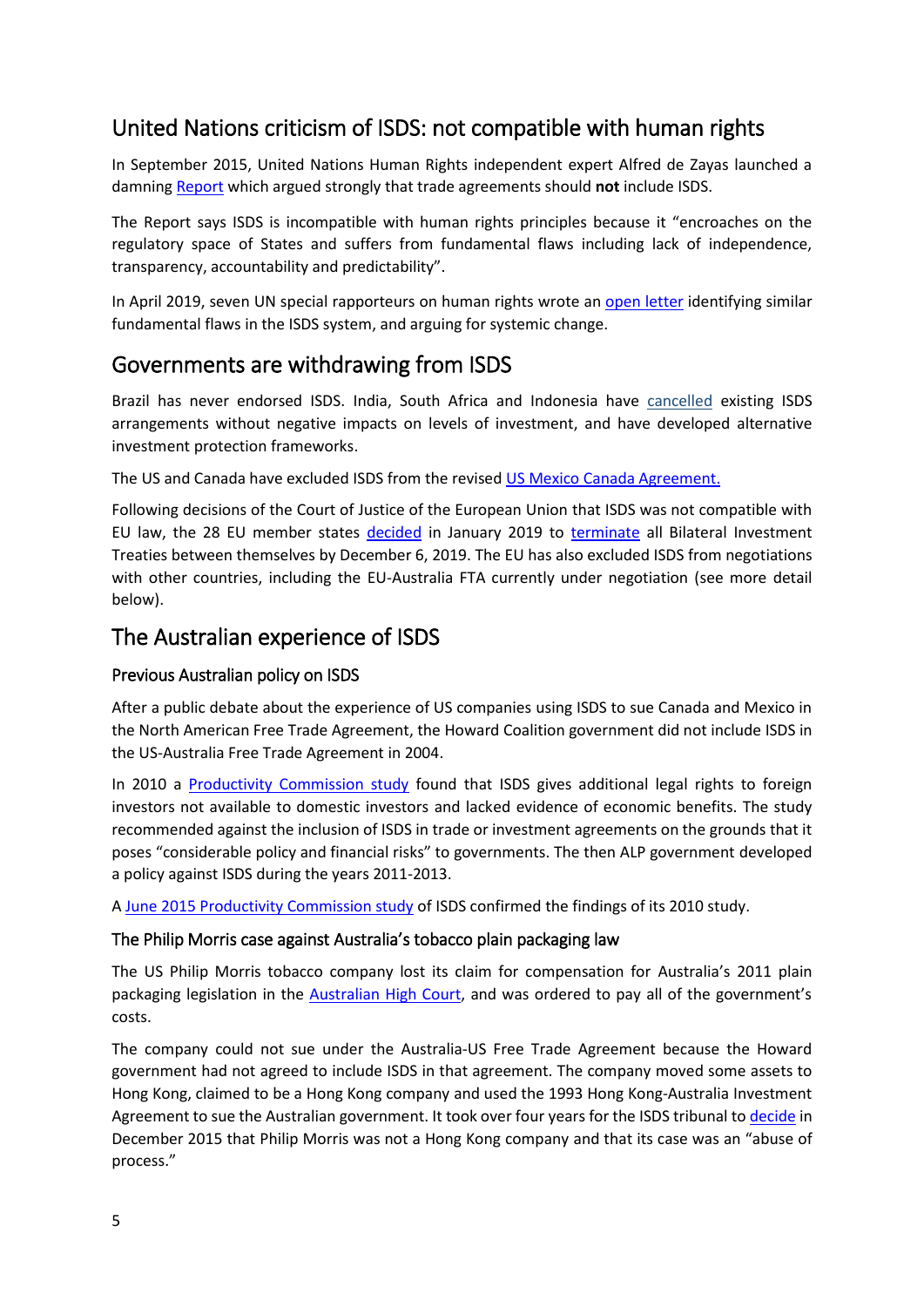## United Nations criticism of ISDS: not compatible with human rights

In September 2015, United Nations Human Rights independent expert Alfred de Zayas launched a damning Report which argued strongly that trade agreements should **not** include ISDS.

The Report says ISDS is incompatible with human rights principles because it "encroaches on the regulatory space of States and suffers from fundamental flaws including lack of independence, transparency, accountability and predictability".

In April 2019, seven UN special rapporteurs on human rights wrote an open letter identifying similar fundamental flaws in the ISDS system, and arguing for systemic change.

## Governments are withdrawing from ISDS

Brazil has never endorsed ISDS. India, South Africa and Indonesia have cancelled existing ISDS arrangements without negative impacts on levels of investment, and have developed alternative investment protection frameworks.

The US and Canada have excluded ISDS from the revised US Mexico Canada Agreement.

Following decisions of the Court of Justice of the European Union that ISDS was not compatible with EU law, the 28 EU member states decided in January 2019 to terminate all Bilateral Investment Treaties between themselves by December 6, 2019. The EU has also excluded ISDS from negotiations with other countries, including the EU-Australia FTA currently under negotiation (see more detail below).

## The Australian experience of ISDS

### Previous Australian policy on ISDS

After a public debate about the experience of US companies using ISDS to sue Canada and Mexico in the North American Free Trade Agreement, the Howard Coalition government did not include ISDS in the US-Australia Free Trade Agreement in 2004.

In 2010 a Productivity Commission study found that ISDS gives additional legal rights to foreign investors not available to domestic investors and lacked evidence of economic benefits. The study recommended against the inclusion of ISDS in trade or investment agreements on the grounds that it poses "considerable policy and financial risks" to governments. The then ALP government developed a policy against ISDS during the years 2011-2013.

A June 2015 Productivity Commission study of ISDS confirmed the findings of its 2010 study.

### The Philip Morris case against Australia's tobacco plain packaging law

The US Philip Morris tobacco company lost its claim for compensation for Australia's 2011 plain packaging legislation in the Australian High Court, and was ordered to pay all of the government's costs.

The company could not sue under the Australia-US Free Trade Agreement because the Howard government had not agreed to include ISDS in that agreement. The company moved some assets to Hong Kong, claimed to be a Hong Kong company and used the 1993 Hong Kong-Australia Investment Agreement to sue the Australian government. It took over four years for the ISDS tribunal to decide in December 2015 that Philip Morris was not a Hong Kong company and that its case was an "abuse of process."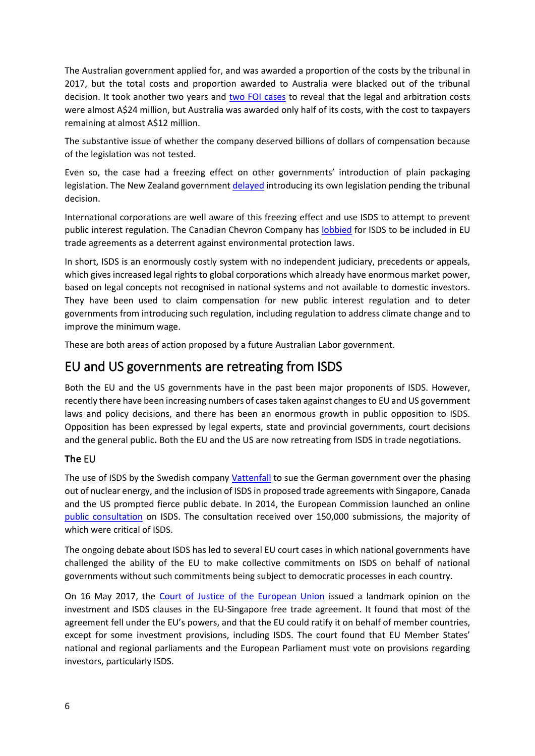The Australian government applied for, and was awarded a proportion of the costs by the tribunal in 2017, but the total costs and proportion awarded to Australia were blacked out of the tribunal decision. It took another two years and two FOI cases to reveal that the legal and arbitration costs were almost A$24 million, but Australia was awarded only half of its costs, with the cost to taxpayers remaining at almost A$12 million.

The substantive issue of whether the company deserved billions of dollars of compensation because of the legislation was not tested.

Even so, the case had a freezing effect on other governments' introduction of plain packaging legislation. The New Zealand government delayed introducing its own legislation pending the tribunal decision.

International corporations are well aware of this freezing effect and use ISDS to attempt to prevent public interest regulation. The Canadian Chevron Company has lobbied for ISDS to be included in EU trade agreements as a deterrent against environmental protection laws.

In short, ISDS is an enormously costly system with no independent judiciary, precedents or appeals, which gives increased legal rights to global corporations which already have enormous market power, based on legal concepts not recognised in national systems and not available to domestic investors. They have been used to claim compensation for new public interest regulation and to deter governments from introducing such regulation, including regulation to address climate change and to improve the minimum wage.

These are both areas of action proposed by a future Australian Labor government.

## EU and US governments are retreating from ISDS

Both the EU and the US governments have in the past been major proponents of ISDS. However, recently there have been increasing numbers of cases taken against changes to EU and US government laws and policy decisions, and there has been an enormous growth in public opposition to ISDS. Opposition has been expressed by legal experts, state and provincial governments, court decisions and the general public**.** Both the EU and the US are now retreating from ISDS in trade negotiations.

### **The** EU

The use of ISDS by the Swedish company Vattenfall to sue the German government over the phasing out of nuclear energy, and the inclusion of ISDS in proposed trade agreements with Singapore, Canada and the US prompted fierce public debate. In 2014, the European Commission launched an online public consultation on ISDS. The consultation received over 150,000 submissions, the majority of which were critical of ISDS.

The ongoing debate about ISDS has led to several EU court cases in which national governments have challenged the ability of the EU to make collective commitments on ISDS on behalf of national governments without such commitments being subject to democratic processes in each country.

On 16 May 2017, the Court of Justice of the European Union issued a landmark opinion on the investment and ISDS clauses in the EU-Singapore free trade agreement. It found that most of the agreement fell under the EU's powers, and that the EU could ratify it on behalf of member countries, except for some investment provisions, including ISDS. The court found that EU Member States' national and regional parliaments and the European Parliament must vote on provisions regarding investors, particularly ISDS.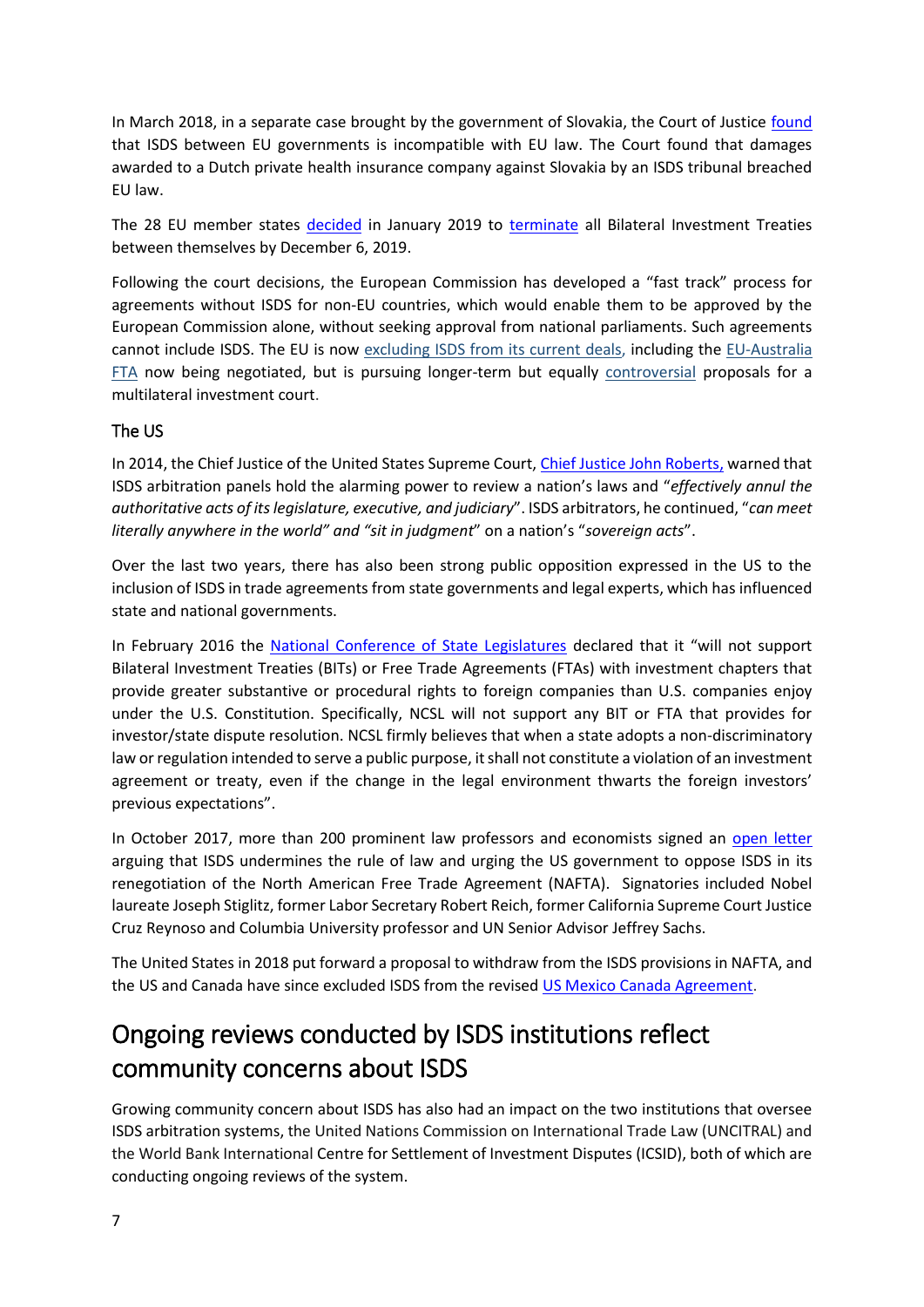In March 2018, in a separate case brought by the government of Slovakia, the Court of Justice found that ISDS between EU governments is incompatible with EU law. The Court found that damages awarded to a Dutch private health insurance company against Slovakia by an ISDS tribunal breached EU law.

The 28 EU member states decided in January 2019 to terminate all Bilateral Investment Treaties between themselves by December 6, 2019.

Following the court decisions, the European Commission has developed a "fast track" process for agreements without ISDS for non-EU countries, which would enable them to be approved by the European Commission alone, without seeking approval from national parliaments. Such agreements cannot include ISDS. The EU is now excluding ISDS from its current deals, including the EU-Australia FTA now being negotiated, but is pursuing longer-term but equally controversial proposals for a multilateral investment court.

## The US

In 2014, the Chief Justice of the United States Supreme Court, Chief Justice John Roberts, warned that ISDS arbitration panels hold the alarming power to review a nation's laws and "*effectively annul the authoritative acts of its legislature, executive, and judiciary*". ISDS arbitrators, he continued, "*can meet literally anywhere in the world" and "sit in judgment*" on a nation's "*sovereign acts*".

Over the last two years, there has also been strong public opposition expressed in the US to the inclusion of ISDS in trade agreements from state governments and legal experts, which has influenced state and national governments.

In February 2016 the National Conference of State Legislatures declared that it "will not support Bilateral Investment Treaties (BITs) or Free Trade Agreements (FTAs) with investment chapters that provide greater substantive or procedural rights to foreign companies than U.S. companies enjoy under the U.S. Constitution. Specifically, NCSL will not support any BIT or FTA that provides for investor/state dispute resolution. NCSL firmly believes that when a state adopts a non-discriminatory law or regulation intended to serve a public purpose, it shall not constitute a violation of an investment agreement or treaty, even if the change in the legal environment thwarts the foreign investors' previous expectations".

In October 2017, more than 200 prominent law professors and economists signed an open letter arguing that ISDS undermines the rule of law and urging the US government to oppose ISDS in its renegotiation of the North American Free Trade Agreement (NAFTA). Signatories included Nobel laureate Joseph Stiglitz, former Labor Secretary Robert Reich, former California Supreme Court Justice Cruz Reynoso and Columbia University professor and UN Senior Advisor Jeffrey Sachs.

The United States in 2018 put forward a proposal to withdraw from the ISDS provisions in NAFTA, and the US and Canada have since excluded ISDS from the revised US Mexico Canada Agreement.

# Ongoing reviews conducted by ISDS institutions reflect community concerns about ISDS

Growing community concern about ISDS has also had an impact on the two institutions that oversee ISDS arbitration systems, the United Nations Commission on International Trade Law (UNCITRAL) and the World Bank International Centre for Settlement of Investment Disputes (ICSID), both of which are conducting ongoing reviews of the system.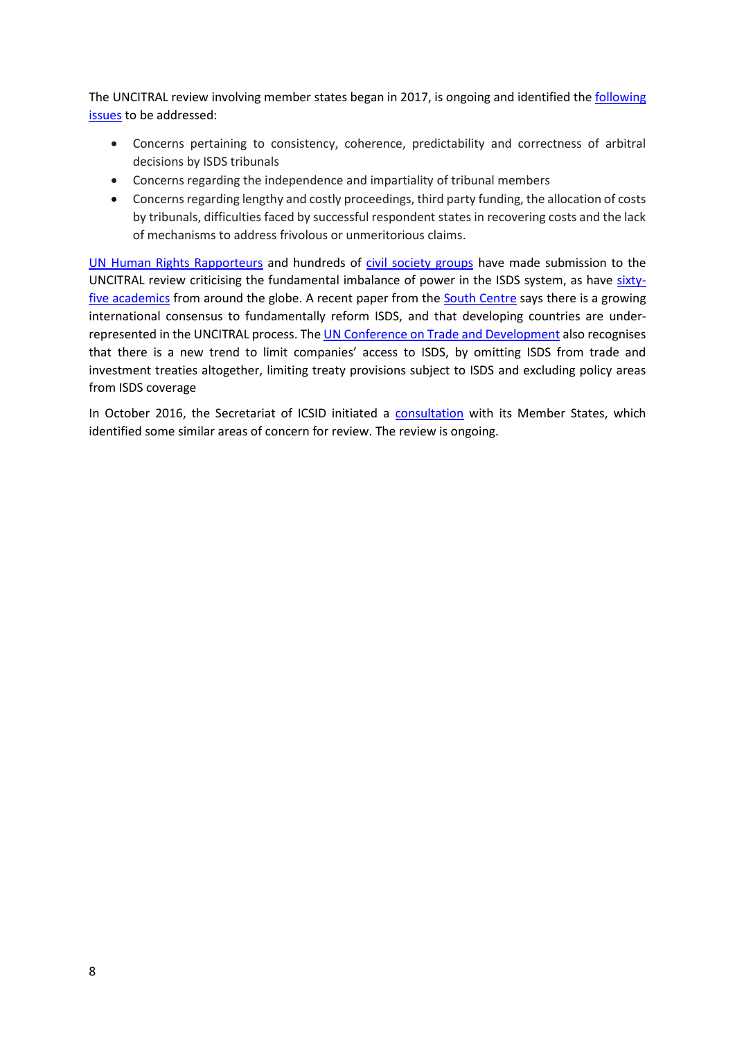The UNCITRAL review involving member states began in 2017, is ongoing and identified the following issues to be addressed:

- Concerns pertaining to consistency, coherence, predictability and correctness of arbitral decisions by ISDS tribunals
- Concerns regarding the independence and impartiality of tribunal members
- Concerns regarding lengthy and costly proceedings, third party funding, the allocation of costs by tribunals, difficulties faced by successful respondent states in recovering costs and the lack of mechanisms to address frivolous or unmeritorious claims.

UN Human Rights Rapporteurs and hundreds of civil society groups have made submission to the UNCITRAL review criticising the fundamental imbalance of power in the ISDS system, as have sixty-five academics from around the globe. A recent paper from the South Centre says there is a growing international consensus to fundamentally reform ISDS, and that developing countries are under-represented in the UNCITRAL process. The UN Conference on Trade and Development also recognises that there is a new trend to limit companies' access to ISDS, by omitting ISDS from trade and investment treaties altogether, limiting treaty provisions subject to ISDS and excluding policy areas from ISDS coverage

In October 2016, the Secretariat of ICSID initiated a consultation with its Member States, which identified some similar areas of concern for review. The review is ongoing.